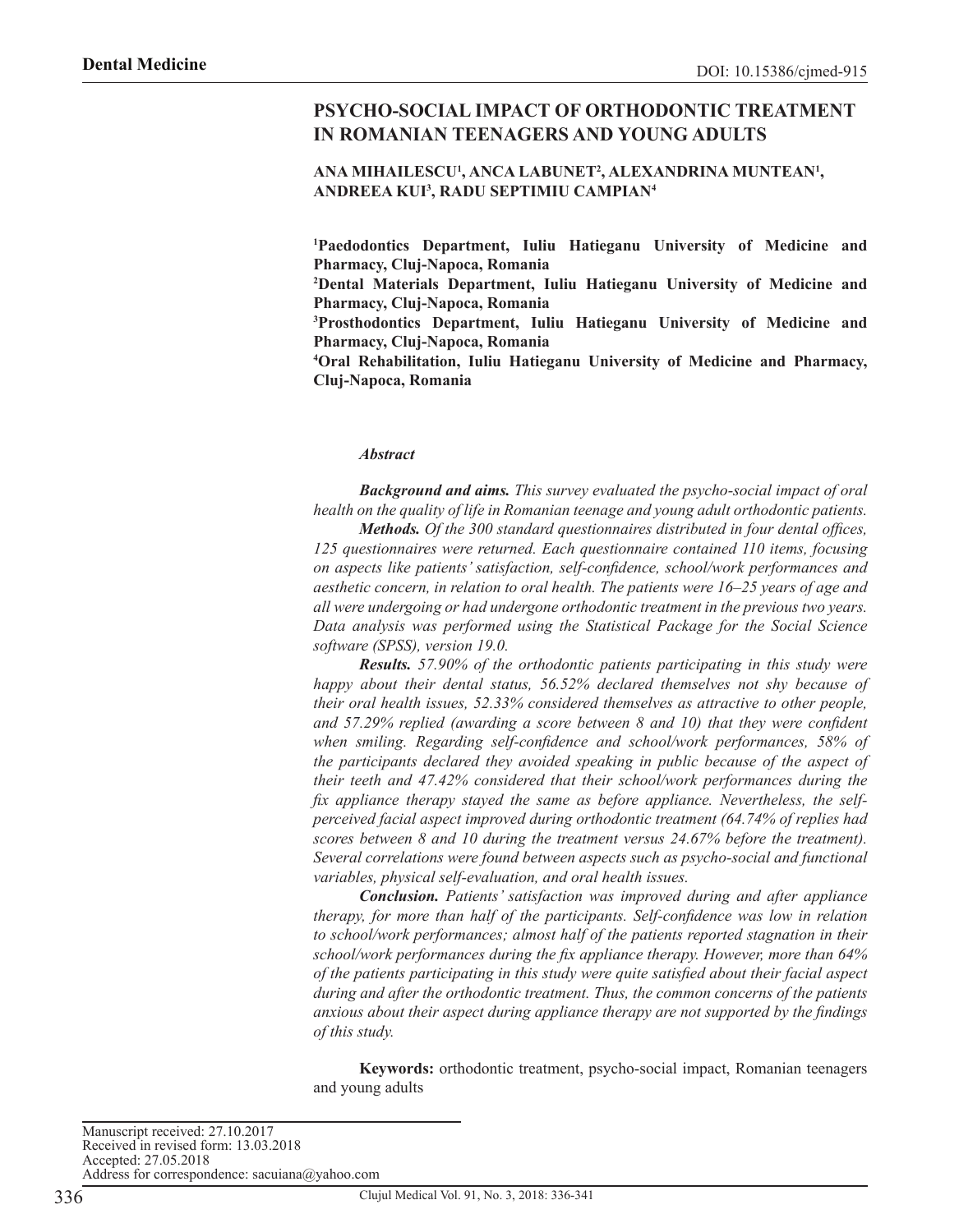Dental Medicine

DOI: 10.15386/cjmed-915

# PSYCHO-SOCIAL IMPACT OF ORTHODONTIC TREATMENT IN ROMANIAN TEENAGERS AND YOUNG ADULTS

**ANA MIHAILESCU[1], ANCA LABUNET[2], ALEXANDRINA MUNTEAN[1], ANDREEA KUI[3], RADU SEPTIMIU CAMPIAN[4]**

[1]**Paedodontics Department, Iuliu Hatieganu University of Medicine and Pharmacy, Cluj-Napoca, Romania**

[2]**Dental Materials Department, Iuliu Hatieganu University of Medicine and Pharmacy, Cluj-Napoca, Romania**

[3]**Prosthodontics Department, Iuliu Hatieganu University of Medicine and Pharmacy, Cluj-Napoca, Romania**

[4]**Oral Rehabilitation, Iuliu Hatieganu University of Medicine and Pharmacy, Cluj-Napoca, Romania**

### *Abstract*

***Background and aims.*** *This survey evaluated the psycho-social impact of oral health on the quality of life in Romanian teenage and young adult orthodontic patients.*

***Methods.*** *Of the 300 standard questionnaires distributed in four dental offices, 125 questionnaires were returned. Each questionnaire contained 110 items, focusing on aspects like patients' satisfaction, self-confidence, school/work performances and aesthetic concern, in relation to oral health. The patients were 16–25 years of age and all were undergoing or had undergone orthodontic treatment in the previous two years. Data analysis was performed using the Statistical Package for the Social Science software (SPSS), version 19.0.*

***Results.*** *57.90% of the orthodontic patients participating in this study were happy about their dental status, 56.52% declared themselves not shy because of their oral health issues, 52.33% considered themselves as attractive to other people, and 57.29% replied (awarding a score between 8 and 10) that they were confident when smiling. Regarding self-confidence and school/work performances, 58% of the participants declared they avoided speaking in public because of the aspect of their teeth and 47.42% considered that their school/work performances during the fix appliance therapy stayed the same as before appliance. Nevertheless, the self-perceived facial aspect improved during orthodontic treatment (64.74% of replies had scores between 8 and 10 during the treatment versus 24.67% before the treatment). Several correlations were found between aspects such as psycho-social and functional variables, physical self-evaluation, and oral health issues.*

***Conclusion.*** *Patients' satisfaction was improved during and after appliance therapy, for more than half of the participants. Self-confidence was low in relation to school/work performances; almost half of the patients reported stagnation in their school/work performances during the fix appliance therapy. However, more than 64% of the patients participating in this study were quite satisfied about their facial aspect during and after the orthodontic treatment. Thus, the common concerns of the patients anxious about their aspect during appliance therapy are not supported by the findings of this study.*

**Keywords:** orthodontic treatment, psycho-social impact, Romanian teenagers and young adults

Manuscript received: 27.10.2017
Received in revised form: 13.03.2018
Accepted: 27.05.2018
Address for correspondence: sacuiana@yahoo.com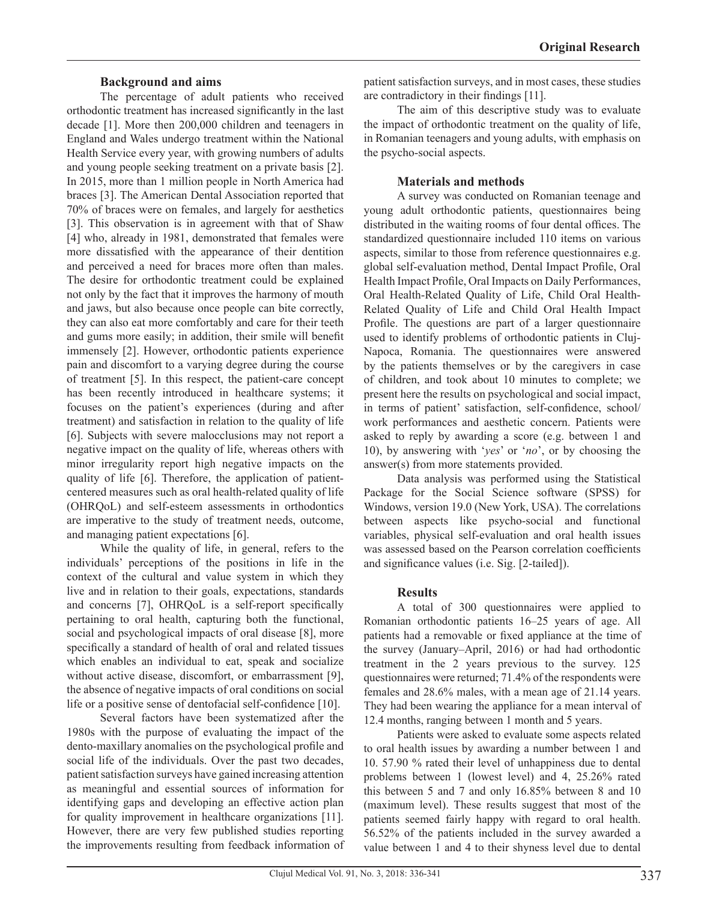## Background and aims

The percentage of adult patients who received orthodontic treatment has increased significantly in the last decade [1]. More then 200,000 children and teenagers in England and Wales undergo treatment within the National Health Service every year, with growing numbers of adults and young people seeking treatment on a private basis [2]. In 2015, more than 1 million people in North America had braces [3]. The American Dental Association reported that 70% of braces were on females, and largely for aesthetics [3]. This observation is in agreement with that of Shaw [4] who, already in 1981, demonstrated that females were more dissatisfied with the appearance of their dentition and perceived a need for braces more often than males. The desire for orthodontic treatment could be explained not only by the fact that it improves the harmony of mouth and jaws, but also because once people can bite correctly, they can also eat more comfortably and care for their teeth and gums more easily; in addition, their smile will benefit immensely [2]. However, orthodontic patients experience pain and discomfort to a varying degree during the course of treatment [5]. In this respect, the patient-care concept has been recently introduced in healthcare systems; it focuses on the patient's experiences (during and after treatment) and satisfaction in relation to the quality of life [6]. Subjects with severe malocclusions may not report a negative impact on the quality of life, whereas others with minor irregularity report high negative impacts on the quality of life [6]. Therefore, the application of patient-centered measures such as oral health-related quality of life (OHRQoL) and self-esteem assessments in orthodontics are imperative to the study of treatment needs, outcome, and managing patient expectations [6].

While the quality of life, in general, refers to the individuals' perceptions of the positions in life in the context of the cultural and value system in which they live and in relation to their goals, expectations, standards and concerns [7], OHRQoL is a self-report specifically pertaining to oral health, capturing both the functional, social and psychological impacts of oral disease [8], more specifically a standard of health of oral and related tissues which enables an individual to eat, speak and socialize without active disease, discomfort, or embarrassment [9], the absence of negative impacts of oral conditions on social life or a positive sense of dentofacial self-confidence [10].

Several factors have been systematized after the 1980s with the purpose of evaluating the impact of the dento-maxillary anomalies on the psychological profile and social life of the individuals. Over the past two decades, patient satisfaction surveys have gained increasing attention as meaningful and essential sources of information for identifying gaps and developing an effective action plan for quality improvement in healthcare organizations [11]. However, there are very few published studies reporting the improvements resulting from feedback information of patient satisfaction surveys, and in most cases, these studies are contradictory in their findings [11].

The aim of this descriptive study was to evaluate the impact of orthodontic treatment on the quality of life, in Romanian teenagers and young adults, with emphasis on the psycho-social aspects.

## Materials and methods

A survey was conducted on Romanian teenage and young adult orthodontic patients, questionnaires being distributed in the waiting rooms of four dental offices. The standardized questionnaire included 110 items on various aspects, similar to those from reference questionnaires e.g. global self-evaluation method, Dental Impact Profile, Oral Health Impact Profile, Oral Impacts on Daily Performances, Oral Health-Related Quality of Life, Child Oral Health-Related Quality of Life and Child Oral Health Impact Profile. The questions are part of a larger questionnaire used to identify problems of orthodontic patients in Cluj-Napoca, Romania. The questionnaires were answered by the patients themselves or by the caregivers in case of children, and took about 10 minutes to complete; we present here the results on psychological and social impact, in terms of patient' satisfaction, self-confidence, school/work performances and aesthetic concern. Patients were asked to reply by awarding a score (e.g. between 1 and 10), by answering with '*yes*' or '*no*', or by choosing the answer(s) from more statements provided.

Data analysis was performed using the Statistical Package for the Social Science software (SPSS) for Windows, version 19.0 (New York, USA). The correlations between aspects like psycho-social and functional variables, physical self-evaluation and oral health issues was assessed based on the Pearson correlation coefficients and significance values (i.e. Sig. [2-tailed]).

## Results

A total of 300 questionnaires were applied to Romanian orthodontic patients 16–25 years of age. All patients had a removable or fixed appliance at the time of the survey (January–April, 2016) or had had orthodontic treatment in the 2 years previous to the survey. 125 questionnaires were returned; 71.4% of the respondents were females and 28.6% males, with a mean age of 21.14 years. They had been wearing the appliance for a mean interval of 12.4 months, ranging between 1 month and 5 years.

Patients were asked to evaluate some aspects related to oral health issues by awarding a number between 1 and 10. 57.90 % rated their level of unhappiness due to dental problems between 1 (lowest level) and 4, 25.26% rated this between 5 and 7 and only 16.85% between 8 and 10 (maximum level). These results suggest that most of the patients seemed fairly happy with regard to oral health. 56.52% of the patients included in the survey awarded a value between 1 and 4 to their shyness level due to dental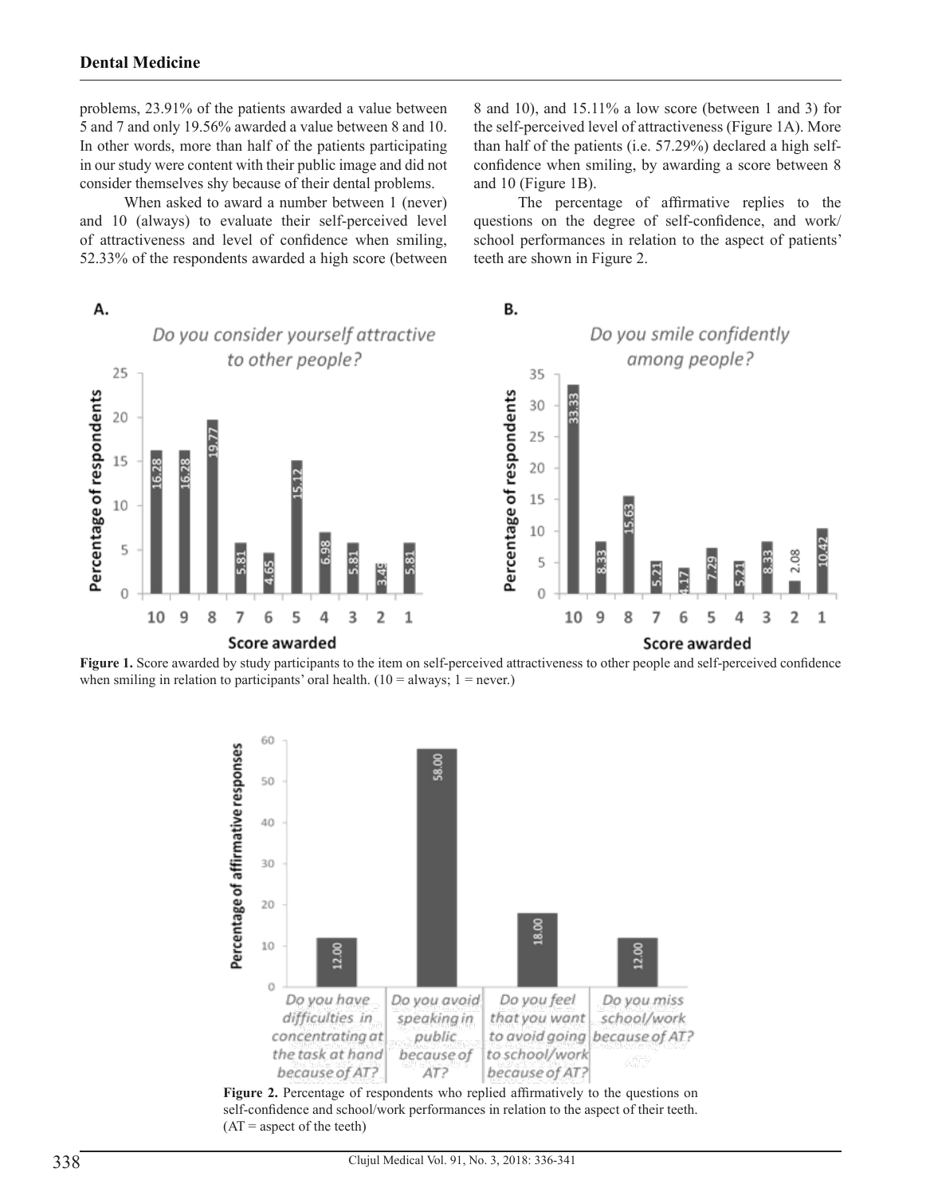problems, 23.91% of the patients awarded a value between 5 and 7 and only 19.56% awarded a value between 8 and 10. In other words, more than half of the patients participating in our study were content with their public image and did not consider themselves shy because of their dental problems.

When asked to award a number between 1 (never) and 10 (always) to evaluate their self-perceived level of attractiveness and level of confidence when smiling, 52.33% of the respondents awarded a high score (between 8 and 10), and 15.11% a low score (between 1 and 3) for the self-perceived level of attractiveness (Figure 1A). More than half of the patients (i.e. 57.29%) declared a high self-confidence when smiling, by awarding a score between 8 and 10 (Figure 1B).

The percentage of affirmative replies to the questions on the degree of self-confidence, and work/school performances in relation to the aspect of patients' teeth are shown in Figure 2.

**Figure 1.** Score awarded by study participants to the item on self-perceived attractiveness to other people and self-perceived confidence when smiling in relation to participants' oral health. (10 = always; 1 = never.)

**Figure 2.** Percentage of respondents who replied affirmatively to the questions on self-confidence and school/work performances in relation to the aspect of their teeth. (AT = aspect of the teeth)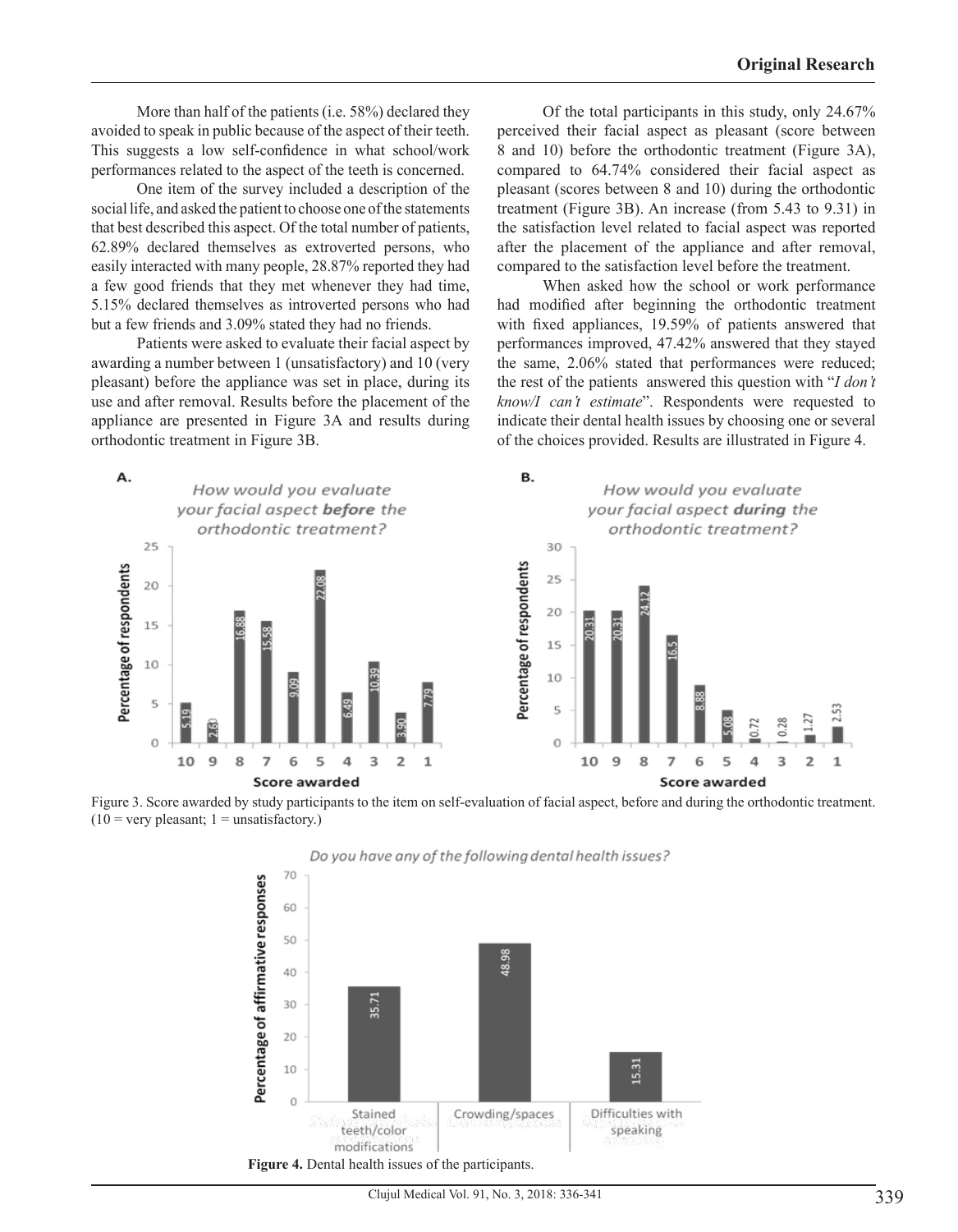More than half of the patients (i.e. 58%) declared they avoided to speak in public because of the aspect of their teeth. This suggests a low self-confidence in what school/work performances related to the aspect of the teeth is concerned.

One item of the survey included a description of the social life, and asked the patient to choose one of the statements that best described this aspect. Of the total number of patients, 62.89% declared themselves as extroverted persons, who easily interacted with many people, 28.87% reported they had a few good friends that they met whenever they had time, 5.15% declared themselves as introverted persons who had but a few friends and 3.09% stated they had no friends.

Patients were asked to evaluate their facial aspect by awarding a number between 1 (unsatisfactory) and 10 (very pleasant) before the appliance was set in place, during its use and after removal. Results before the placement of the appliance are presented in Figure 3A and results during orthodontic treatment in Figure 3B.

Of the total participants in this study, only 24.67% perceived their facial aspect as pleasant (score between 8 and 10) before the orthodontic treatment (Figure 3A), compared to 64.74% considered their facial aspect as pleasant (scores between 8 and 10) during the orthodontic treatment (Figure 3B). An increase (from 5.43 to 9.31) in the satisfaction level related to facial aspect was reported after the placement of the appliance and after removal, compared to the satisfaction level before the treatment.

When asked how the school or work performance had modified after beginning the orthodontic treatment with fixed appliances, 19.59% of patients answered that performances improved, 47.42% answered that they stayed the same, 2.06% stated that performances were reduced; the rest of the patients answered this question with "*I don't know/I can't estimate*". Respondents were requested to indicate their dental health issues by choosing one or several of the choices provided. Results are illustrated in Figure 4.

Figure 3. Score awarded by study participants to the item on self-evaluation of facial aspect, before and during the orthodontic treatment. (10 = very pleasant; 1 = unsatisfactory.)

**Figure 4.** Dental health issues of the participants.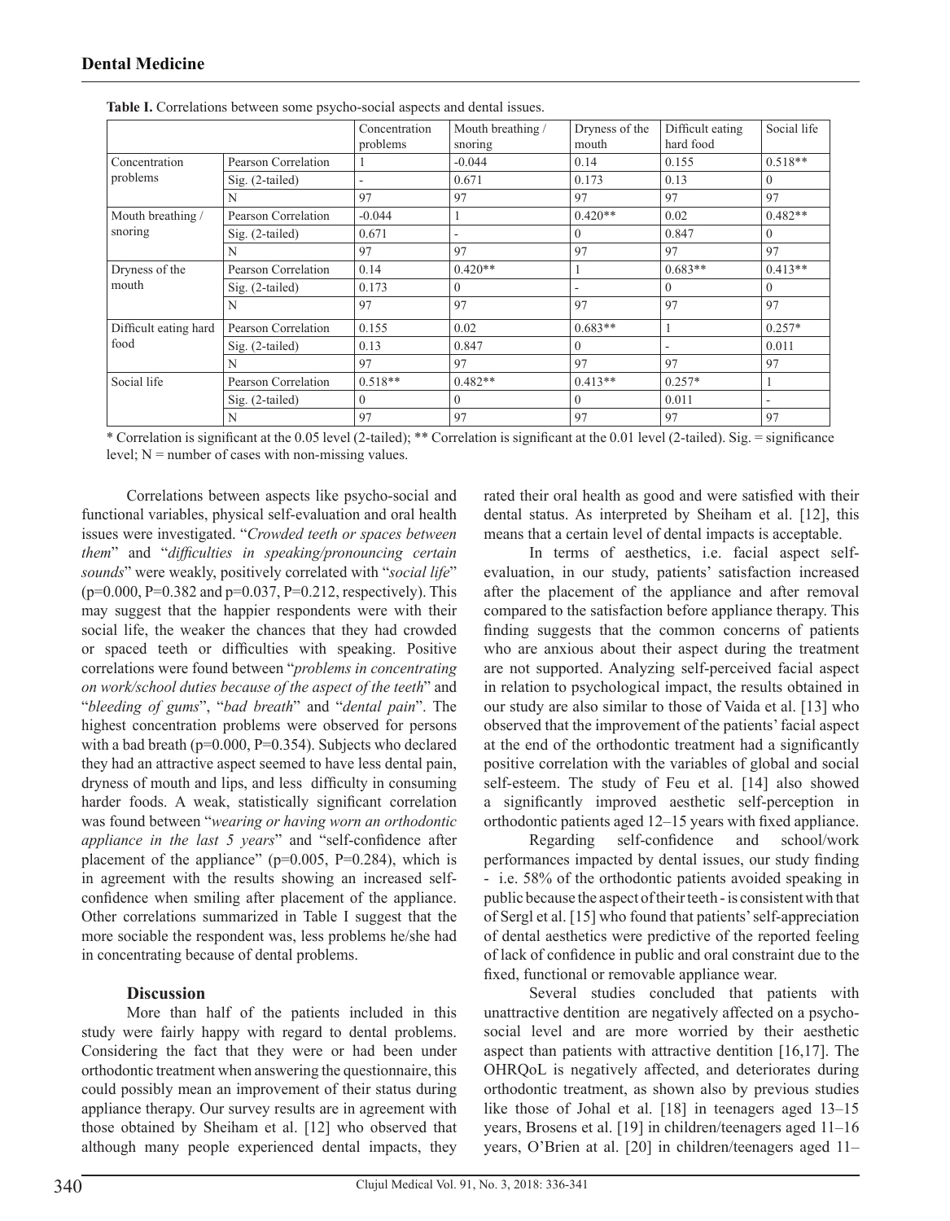**Table I.** Correlations between some psycho-social aspects and dental issues.

| | | Concentration problems | Mouth breathing / snoring | Dryness of the mouth | Difficult eating hard food | Social life |
|---|---|---|---|---|---|---|
| Concentration problems | Pearson Correlation | 1 | -0.044 | 0.14 | 0.155 | 0.518** |
| | Sig. (2-tailed) | - | 0.671 | 0.173 | 0.13 | 0 |
| | N | 97 | 97 | 97 | 97 | 97 |
| Mouth breathing / snoring | Pearson Correlation | -0.044 | 1 | 0.420** | 0.02 | 0.482** |
| | Sig. (2-tailed) | 0.671 | - | 0 | 0.847 | 0 |
| | N | 97 | 97 | 97 | 97 | 97 |
| Dryness of the mouth | Pearson Correlation | 0.14 | 0.420** | 1 | 0.683** | 0.413** |
| | Sig. (2-tailed) | 0.173 | 0 | - | 0 | 0 |
| | N | 97 | 97 | 97 | 97 | 97 |
| Difficult eating hard food | Pearson Correlation | 0.155 | 0.02 | 0.683** | 1 | 0.257* |
| | Sig. (2-tailed) | 0.13 | 0.847 | 0 | - | 0.011 |
| | N | 97 | 97 | 97 | 97 | 97 |
| Social life | Pearson Correlation | 0.518** | 0.482** | 0.413** | 0.257* | 1 |
| | Sig. (2-tailed) | 0 | 0 | 0 | 0.011 | - |
| | N | 97 | 97 | 97 | 97 | 97 |

* Correlation is significant at the 0.05 level (2-tailed); ** Correlation is significant at the 0.01 level (2-tailed). Sig. = significance level; N = number of cases with non-missing values.

Correlations between aspects like psycho-social and functional variables, physical self-evaluation and oral health issues were investigated. "*Crowded teeth or spaces between them*" and "*difficulties in speaking/pronouncing certain sounds*" were weakly, positively correlated with "*social life*" (p=0.000, P=0.382 and p=0.037, P=0.212, respectively). This may suggest that the happier respondents were with their social life, the weaker the chances that they had crowded or spaced teeth or difficulties with speaking. Positive correlations were found between "*problems in concentrating on work/school duties because of the aspect of the teeth*" and "*bleeding of gums*", "*bad breath*" and "*dental pain*". The highest concentration problems were observed for persons with a bad breath (p=0.000, P=0.354). Subjects who declared they had an attractive aspect seemed to have less dental pain, dryness of mouth and lips, and less difficulty in consuming harder foods. A weak, statistically significant correlation was found between "*wearing or having worn an orthodontic appliance in the last 5 years*" and "self-confidence after placement of the appliance" (p=0.005, P=0.284), which is in agreement with the results showing an increased self-confidence when smiling after placement of the appliance. Other correlations summarized in Table I suggest that the more sociable the respondent was, less problems he/she had in concentrating because of dental problems.

## Discussion

More than half of the patients included in this study were fairly happy with regard to dental problems. Considering the fact that they were or had been under orthodontic treatment when answering the questionnaire, this could possibly mean an improvement of their status during appliance therapy. Our survey results are in agreement with those obtained by Sheiham et al. [12] who observed that although many people experienced dental impacts, they rated their oral health as good and were satisfied with their dental status. As interpreted by Sheiham et al. [12], this means that a certain level of dental impacts is acceptable.

In terms of aesthetics, i.e. facial aspect self-evaluation, in our study, patients' satisfaction increased after the placement of the appliance and after removal compared to the satisfaction before appliance therapy. This finding suggests that the common concerns of patients who are anxious about their aspect during the treatment are not supported. Analyzing self-perceived facial aspect in relation to psychological impact, the results obtained in our study are also similar to those of Vaida et al. [13] who observed that the improvement of the patients' facial aspect at the end of the orthodontic treatment had a significantly positive correlation with the variables of global and social self-esteem. The study of Feu et al. [14] also showed a significantly improved aesthetic self-perception in orthodontic patients aged 12–15 years with fixed appliance.

Regarding self-confidence and school/work performances impacted by dental issues, our study finding - i.e. 58% of the orthodontic patients avoided speaking in public because the aspect of their teeth - is consistent with that of Sergl et al. [15] who found that patients' self-appreciation of dental aesthetics were predictive of the reported feeling of lack of confidence in public and oral constraint due to the fixed, functional or removable appliance wear.

Several studies concluded that patients with unattractive dentition are negatively affected on a psycho-social level and are more worried by their aesthetic aspect than patients with attractive dentition [16,17]. The OHRQoL is negatively affected, and deteriorates during orthodontic treatment, as shown also by previous studies like those of Johal et al. [18] in teenagers aged 13–15 years, Brosens et al. [19] in children/teenagers aged 11–16 years, O'Brien at al. [20] in children/teenagers aged 11–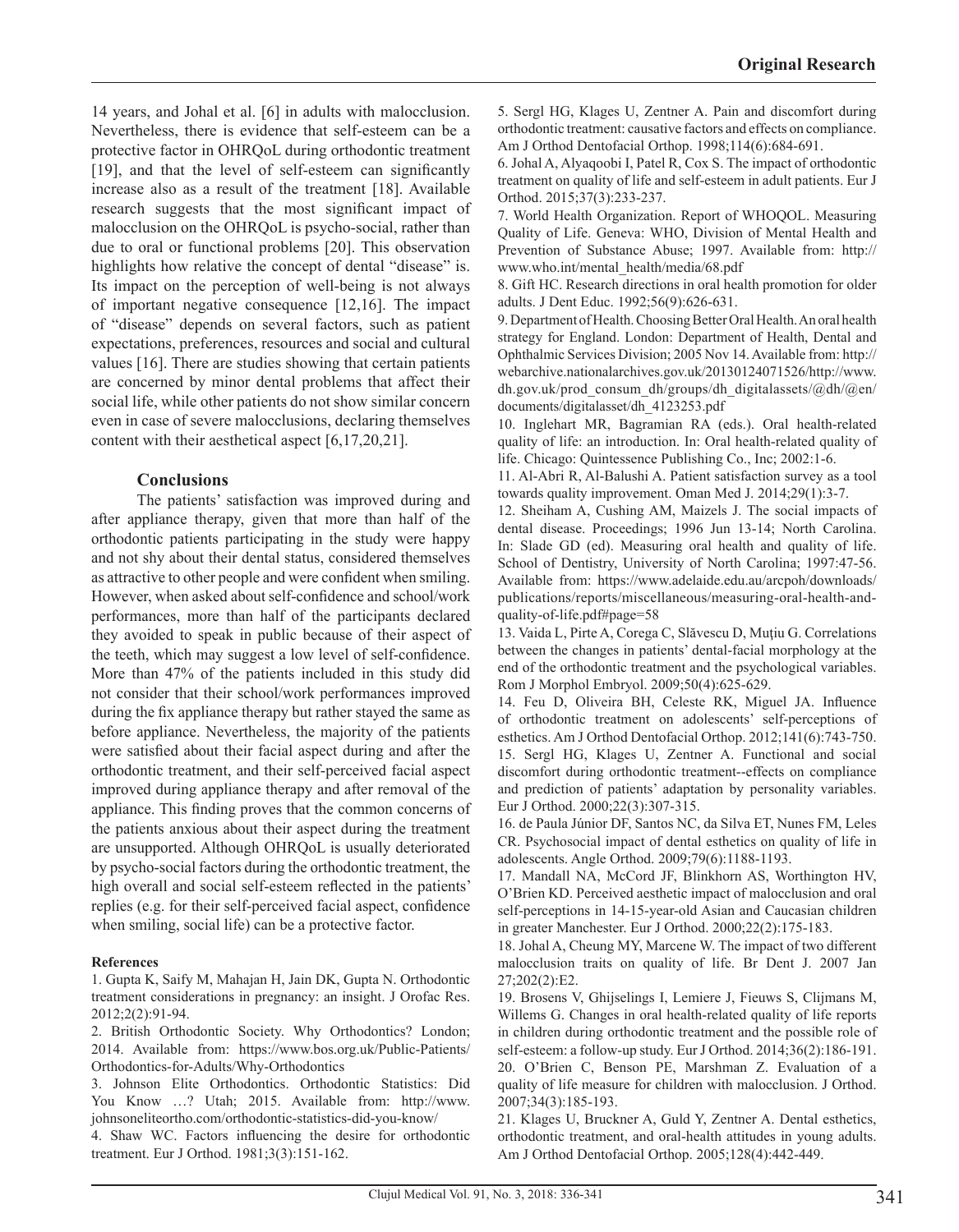14 years, and Johal et al. [6] in adults with malocclusion. Nevertheless, there is evidence that self-esteem can be a protective factor in OHRQoL during orthodontic treatment [19], and that the level of self-esteem can significantly increase also as a result of the treatment [18]. Available research suggests that the most significant impact of malocclusion on the OHRQoL is psycho-social, rather than due to oral or functional problems [20]. This observation highlights how relative the concept of dental "disease" is. Its impact on the perception of well-being is not always of important negative consequence [12,16]. The impact of "disease" depends on several factors, such as patient expectations, preferences, resources and social and cultural values [16]. There are studies showing that certain patients are concerned by minor dental problems that affect their social life, while other patients do not show similar concern even in case of severe malocclusions, declaring themselves content with their aesthetical aspect [6,17,20,21].

## Conclusions

The patients' satisfaction was improved during and after appliance therapy, given that more than half of the orthodontic patients participating in the study were happy and not shy about their dental status, considered themselves as attractive to other people and were confident when smiling. However, when asked about self-confidence and school/work performances, more than half of the participants declared they avoided to speak in public because of their aspect of the teeth, which may suggest a low level of self-confidence. More than 47% of the patients included in this study did not consider that their school/work performances improved during the fix appliance therapy but rather stayed the same as before appliance. Nevertheless, the majority of the patients were satisfied about their facial aspect during and after the orthodontic treatment, and their self-perceived facial aspect improved during appliance therapy and after removal of the appliance. This finding proves that the common concerns of the patients anxious about their aspect during the treatment are unsupported. Although OHRQoL is usually deteriorated by psycho-social factors during the orthodontic treatment, the high overall and social self-esteem reflected in the patients' replies (e.g. for their self-perceived facial aspect, confidence when smiling, social life) can be a protective factor.

### References

1. Gupta K, Saify M, Mahajan H, Jain DK, Gupta N. Orthodontic treatment considerations in pregnancy: an insight. J Orofac Res. 2012;2(2):91-94.
2. British Orthodontic Society. Why Orthodontics? London; 2014. Available from: https://www.bos.org.uk/Public-Patients/Orthodontics-for-Adults/Why-Orthodontics
3. Johnson Elite Orthodontics. Orthodontic Statistics: Did You Know …? Utah; 2015. Available from: http://www.johnsoneliteortho.com/orthodontic-statistics-did-you-know/
4. Shaw WC. Factors influencing the desire for orthodontic treatment. Eur J Orthod. 1981;3(3):151-162.
5. Sergl HG, Klages U, Zentner A. Pain and discomfort during orthodontic treatment: causative factors and effects on compliance. Am J Orthod Dentofacial Orthop. 1998;114(6):684-691.
6. Johal A, Alyaqoobi I, Patel R, Cox S. The impact of orthodontic treatment on quality of life and self-esteem in adult patients. Eur J Orthod. 2015;37(3):233-237.
7. World Health Organization. Report of WHOQOL. Measuring Quality of Life. Geneva: WHO, Division of Mental Health and Prevention of Substance Abuse; 1997. Available from: http://www.who.int/mental_health/media/68.pdf
8. Gift HC. Research directions in oral health promotion for older adults. J Dent Educ. 1992;56(9):626-631.
9. Department of Health. Choosing Better Oral Health. An oral health strategy for England. London: Department of Health, Dental and Ophthalmic Services Division; 2005 Nov 14. Available from: http://webarchive.nationalarchives.gov.uk/20130124071526/http://www.dh.gov.uk/prod_consum_dh/groups/dh_digitalassets/@dh/@en/documents/digitalasset/dh_4123253.pdf
10. Inglehart MR, Bagramian RA (eds.). Oral health-related quality of life: an introduction. In: Oral health-related quality of life. Chicago: Quintessence Publishing Co., Inc; 2002:1-6.
11. Al-Abri R, Al-Balushi A. Patient satisfaction survey as a tool towards quality improvement. Oman Med J. 2014;29(1):3-7.
12. Sheiham A, Cushing AM, Maizels J. The social impacts of dental disease. Proceedings; 1996 Jun 13-14; North Carolina. In: Slade GD (ed). Measuring oral health and quality of life. School of Dentistry, University of North Carolina; 1997:47-56. Available from: https://www.adelaide.edu.au/arcpoh/downloads/publications/reports/miscellaneous/measuring-oral-health-and-quality-of-life.pdf#page=58
13. Vaida L, Pirte A, Corega C, Slăvescu D, Muțiu G. Correlations between the changes in patients' dental-facial morphology at the end of the orthodontic treatment and the psychological variables. Rom J Morphol Embryol. 2009;50(4):625-629.
14. Feu D, Oliveira BH, Celeste RK, Miguel JA. Influence of orthodontic treatment on adolescents' self-perceptions of esthetics. Am J Orthod Dentofacial Orthop. 2012;141(6):743-750.
15. Sergl HG, Klages U, Zentner A. Functional and social discomfort during orthodontic treatment--effects on compliance and prediction of patients' adaptation by personality variables. Eur J Orthod. 2000;22(3):307-315.
16. de Paula Júnior DF, Santos NC, da Silva ET, Nunes FM, Leles CR. Psychosocial impact of dental esthetics on quality of life in adolescents. Angle Orthod. 2009;79(6):1188-1193.
17. Mandall NA, McCord JF, Blinkhorn AS, Worthington HV, O'Brien KD. Perceived aesthetic impact of malocclusion and oral self-perceptions in 14-15-year-old Asian and Caucasian children in greater Manchester. Eur J Orthod. 2000;22(2):175-183.
18. Johal A, Cheung MY, Marcene W. The impact of two different malocclusion traits on quality of life. Br Dent J. 2007 Jan 27;202(2):E2.
19. Brosens V, Ghijselings I, Lemiere J, Fieuws S, Clijmans M, Willems G. Changes in oral health-related quality of life reports in children during orthodontic treatment and the possible role of self-esteem: a follow-up study. Eur J Orthod. 2014;36(2):186-191.
20. O'Brien C, Benson PE, Marshman Z. Evaluation of a quality of life measure for children with malocclusion. J Orthod. 2007;34(3):185-193.
21. Klages U, Bruckner A, Guld Y, Zentner A. Dental esthetics, orthodontic treatment, and oral-health attitudes in young adults. Am J Orthod Dentofacial Orthop. 2005;128(4):442-449.